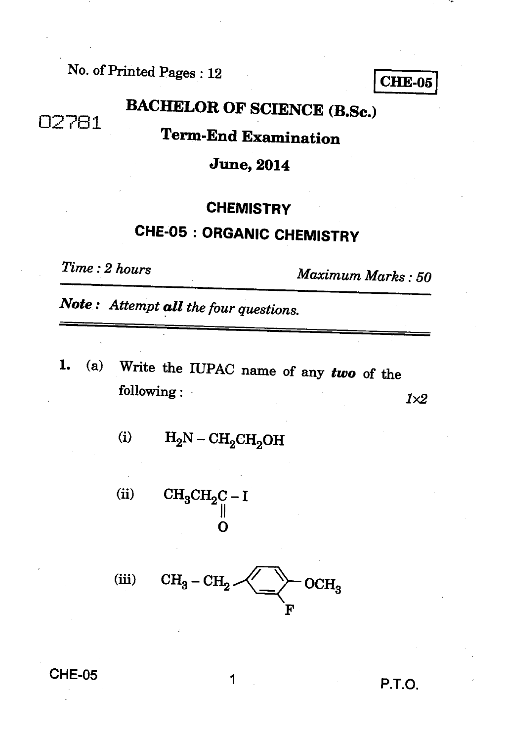No. of Printed Pages : 12

**CHE-05**

02781

# BACHELOR OF SCIENCE (B.Sc.)

## Term-End Examination

## June, 2014

## CHEMISTRY

## CHE-05 : ORGANIC CHEMISTRY

*Time : 2 hours* *Maximum Marks : 50*

***Note :*** *Attempt **all** the four questions.*

---

1. (a) Write the IUPAC name of any ***two*** of the following : 1×2

   (i) $H_2N - CH_2CH_2OH$

   (ii) $CH_3CH_2C(=O) - I$

   (iii) $CH_3 - CH_2 - C_6H_3(F) - OCH_3$ (benzene ring bearing $CH_3CH_2$ and $OCH_3$ para to each other, with F ortho to $OCH_3$)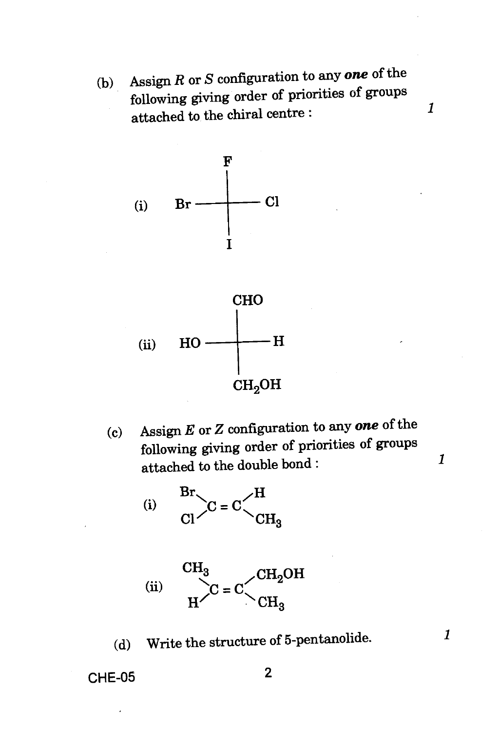(b) Assign *R* or *S* configuration to any ***one*** of the following giving order of priorities of groups attached to the chiral centre : *1*

(i)

```
        F
        |
  Br ---+--- Cl
        |
        I
```

(ii)

```
        CHO
         |
  HO ----+---- H
         |
       CH2OH
```

(c) Assign *E* or *Z* configuration to any ***one*** of the following giving order of priorities of groups attached to the double bond : *1*

(i)

```
  Br         H
    \       /
     C  =  C
    /       \
  Cl         CH3
```

(ii)

```
  CH3         CH2OH
     \       /
      C  =  C
     /       \
   H          CH3
```

(d) Write the structure of 5-pentanolide. *1*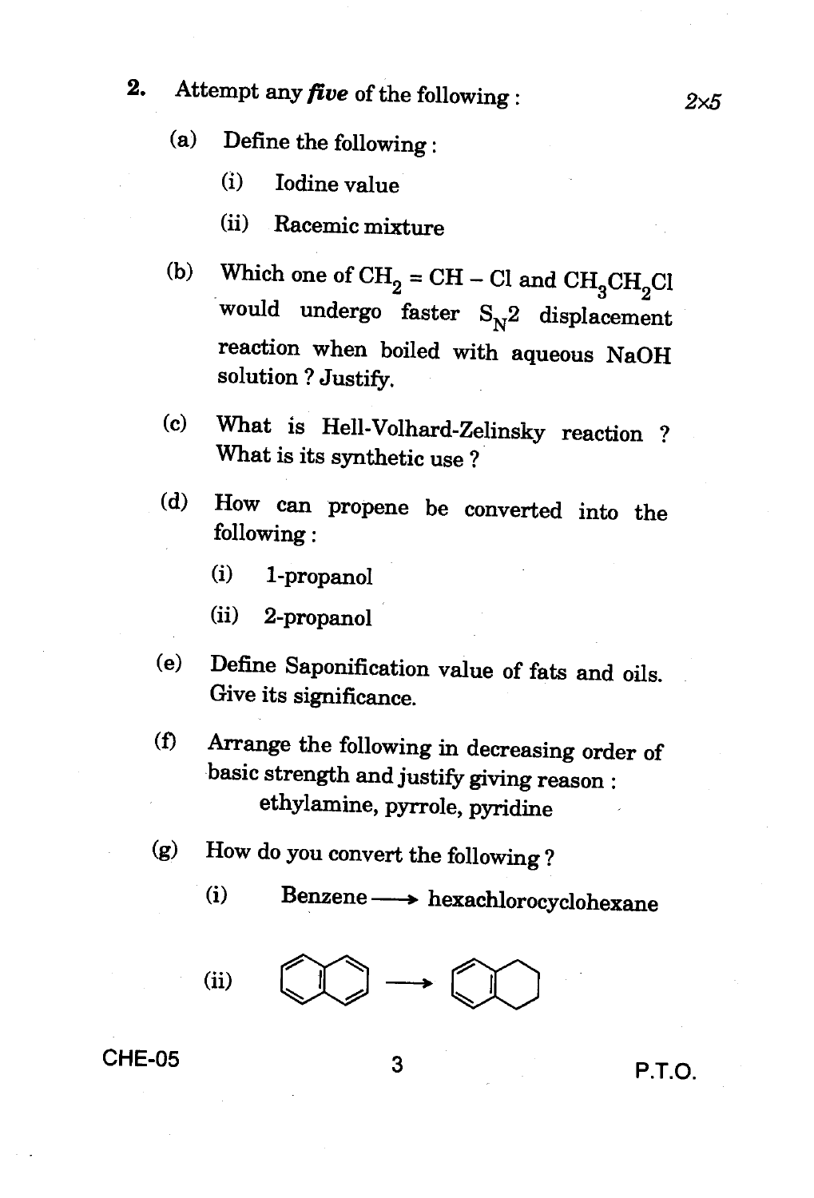2. Attempt any ***five*** of the following : $2 \times 5$

(a) Define the following :

(i) Iodine value

(ii) Racemic mixture

(b) Which one of $CH_2 = CH - Cl$ and $CH_3CH_2Cl$ would undergo faster $S_N2$ displacement reaction when boiled with aqueous NaOH solution ? Justify.

(c) What is Hell-Volhard-Zelinsky reaction ? What is its synthetic use ?

(d) How can propene be converted into the following :

(i) 1-propanol

(ii) 2-propanol

(e) Define Saponification value of fats and oils. Give its significance.

(f) Arrange the following in decreasing order of basic strength and justify giving reason :

ethylamine, pyrrole, pyridine

(g) How do you convert the following ?

(i) Benzene $\longrightarrow$ hexachlorocyclohexane

(ii) [Naphthalene structure] $\longrightarrow$ [Tetralin structure]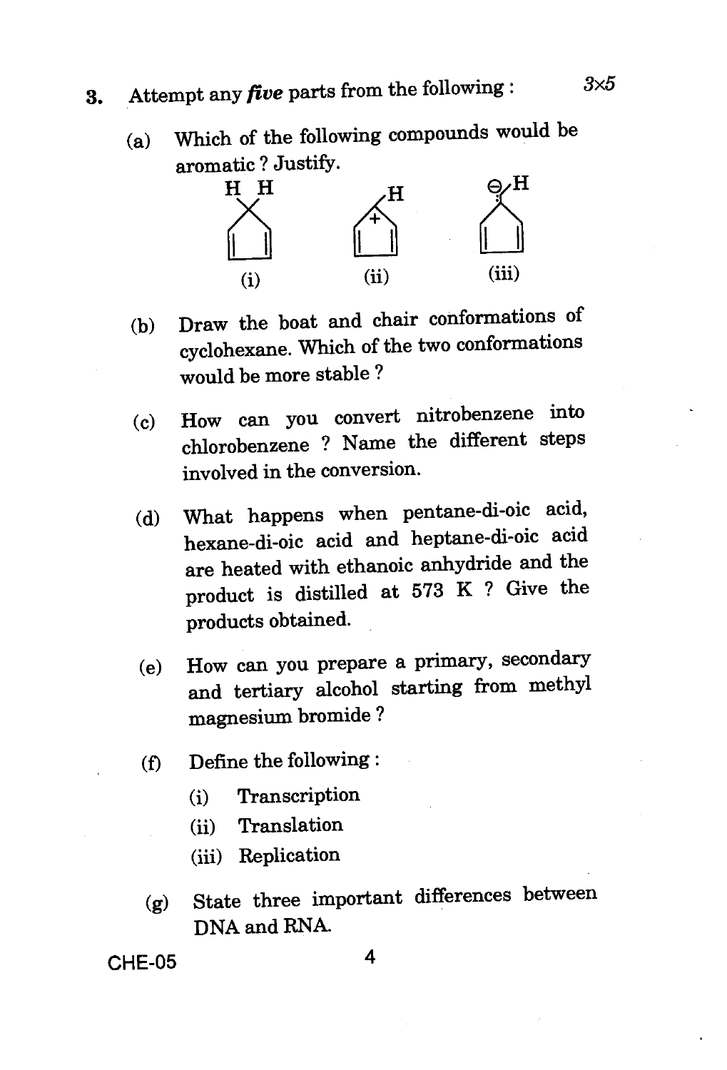3. Attempt any *five* parts from the following : 3×5

(a) Which of the following compounds would be aromatic ? Justify.

(i) (ii) (iii)

(b) Draw the boat and chair conformations of cyclohexane. Which of the two conformations would be more stable ?

(c) How can you convert nitrobenzene into chlorobenzene ? Name the different steps involved in the conversion.

(d) What happens when pentane-di-oic acid, hexane-di-oic acid and heptane-di-oic acid are heated with ethanoic anhydride and the product is distilled at 573 K ? Give the products obtained.

(e) How can you prepare a primary, secondary and tertiary alcohol starting from methyl magnesium bromide ?

(f) Define the following :

   (i) Transcription

   (ii) Translation

   (iii) Replication

(g) State three important differences between DNA and RNA.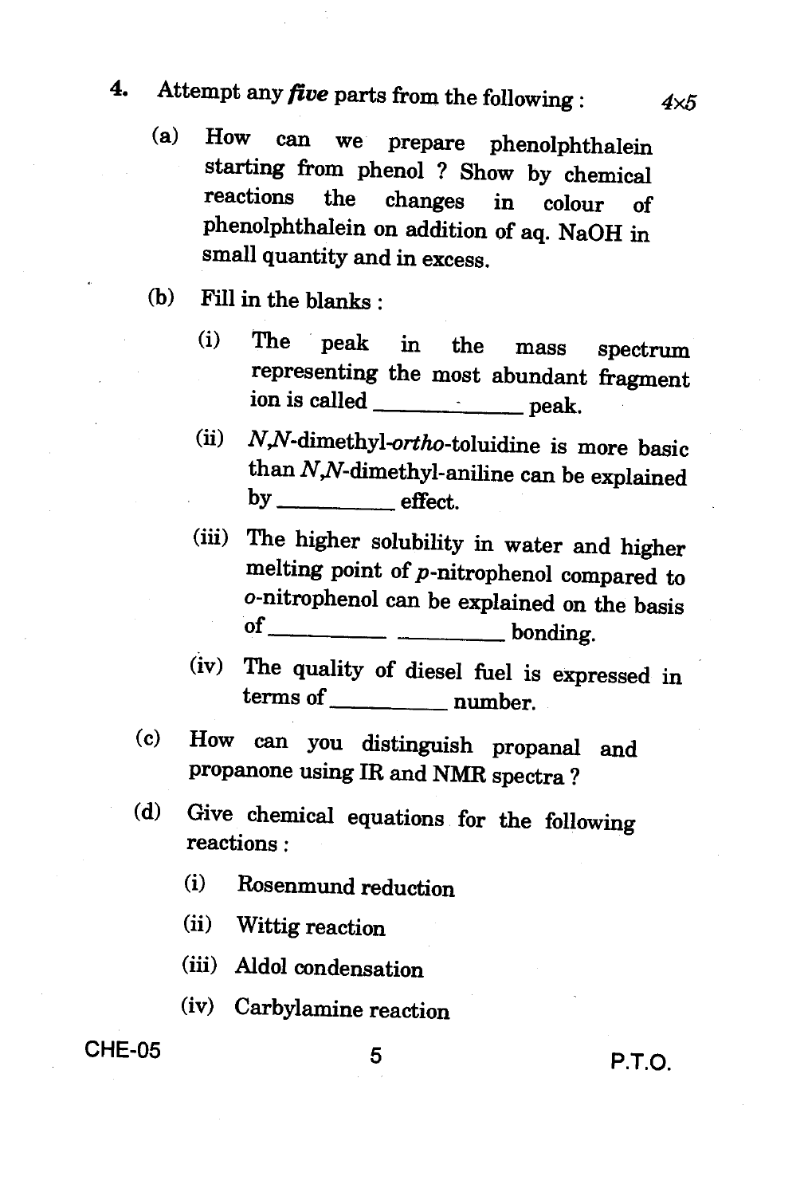4. Attempt any ***five*** parts from the following : $4 \times 5$

(a) How can we prepare phenolphthalein starting from phenol ? Show by chemical reactions the changes in colour of phenolphthalein on addition of aq. NaOH in small quantity and in excess.

(b) Fill in the blanks :

   (i) The peak in the mass spectrum representing the most abundant fragment ion is called ____________ peak.

   (ii) *N,N*-dimethyl-*ortho*-toluidine is more basic than *N,N*-dimethyl-aniline can be explained by __________ effect.

   (iii) The higher solubility in water and higher melting point of *p*-nitrophenol compared to *o*-nitrophenol can be explained on the basis of __________ __________ bonding.

   (iv) The quality of diesel fuel is expressed in terms of __________ number.

(c) How can you distinguish propanal and propanone using IR and NMR spectra ?

(d) Give chemical equations for the following reactions :

   (i) Rosenmund reduction

   (ii) Wittig reaction

   (iii) Aldol condensation

   (iv) Carbylamine reaction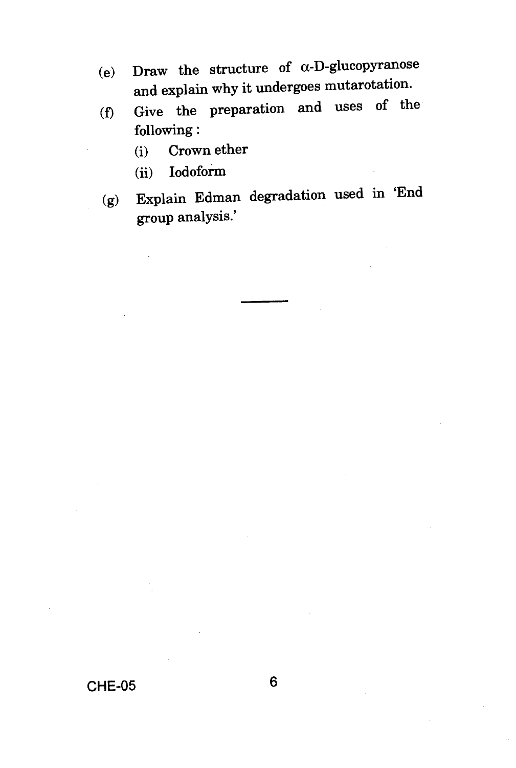(e) Draw the structure of $\alpha$-D-glucopyranose and explain why it undergoes mutarotation.

(f) Give the preparation and uses of the following :

  (i) Crown ether

  (ii) Iodoform

(g) Explain Edman degradation used in 'End group analysis.'

---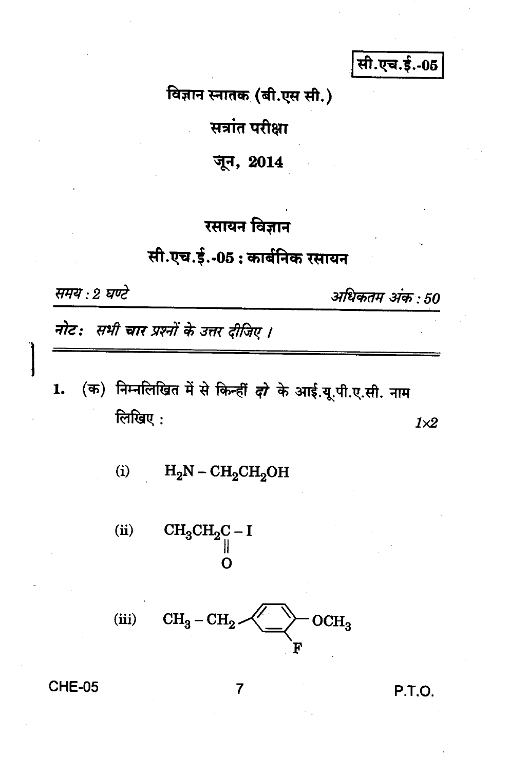सी.एच.ई.-05

# विज्ञान स्नातक (बी.एस सी.)

## सत्रांत परीक्षा

## जून, 2014

## रसायन विज्ञान

## सी.एच.ई.-05 : कार्बनिक रसायन

*समय : 2 घण्टे* *अधिकतम अंक : 50*

***नोट:** सभी चार प्रश्नों के उत्तर दीजिए ।*

---

1. (क) निम्नलिखित में से किन्हीं ***दो*** के आई.यू.पी.ए.सी. नाम लिखिए : *1×2*

   (i) $H_2N - CH_2CH_2OH$

   (ii) $CH_3CH_2\overset{\displaystyle O}{\overset{\|}{C}} - I$

   (iii) $CH_3 - CH_2$–(बेंज़ीन वलय)–$OCH_3$ (वलय पर $OCH_3$ के ऑर्थो स्थान पर F)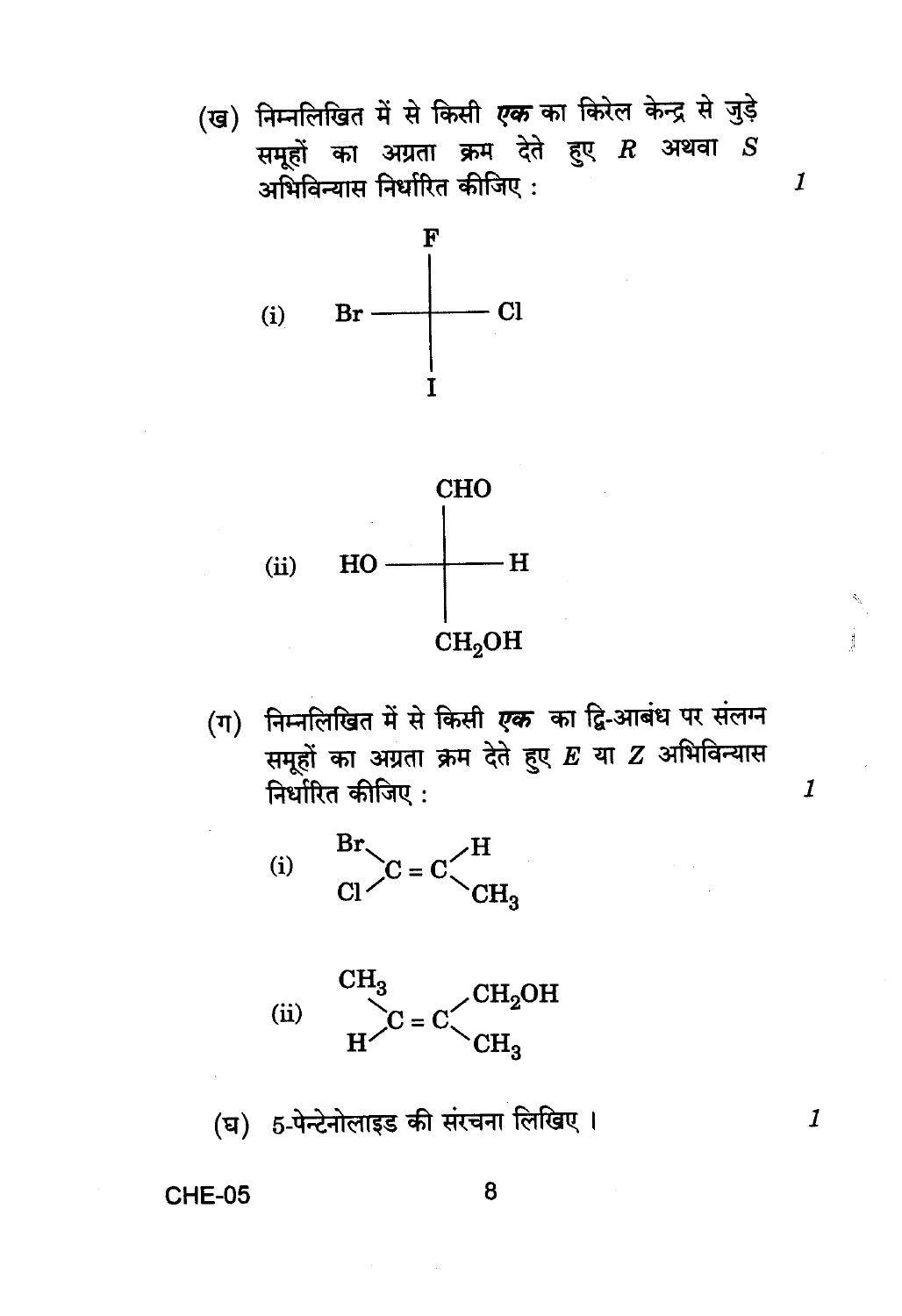(ख) निम्नलिखित में से किसी *एक* का किरेल केन्द्र से जुड़े समूहों का अग्रता क्रम देते हुए $R$ अथवा $S$ अभिविन्यास निर्धारित कीजिए : *1*

(i)

```
        F
        |
  Br ---+--- Cl
        |
        I
```

(ii)

```
        CHO
         |
  HO ----+---- H
         |
       CH2OH
```

(ग) निम्नलिखित में से किसी *एक* का द्वि-आबंध पर संलग्न समूहों का अग्रता क्रम देते हुए $E$ या $Z$ अभिविन्यास निर्धारित कीजिए : *1*

(i)

```
  Br        H
    \      /
     C == C
    /      \
  Cl        CH3
```

(ii)

```
  CH3       CH2OH
     \     /
      C = C
     /     \
   H        CH3
```

(घ) 5-पेन्टेनोलाइड की संरचना लिखिए । *1*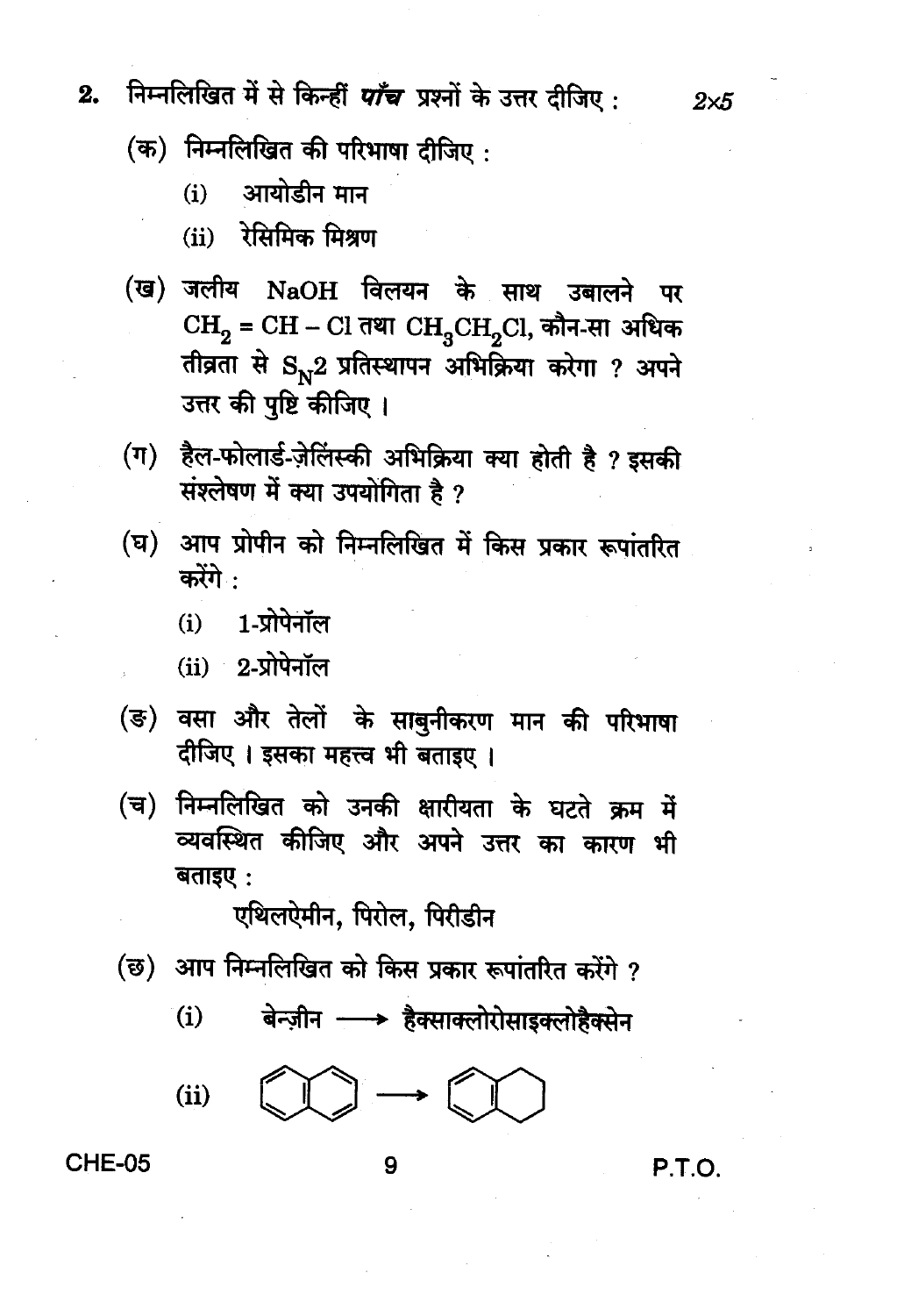2. निम्नलिखित में से किन्हीं ***पाँच*** प्रश्नों के उत्तर दीजिए : $2\times5$

(क) निम्नलिखित की परिभाषा दीजिए :

(i) आयोडीन मान

(ii) रेसिमिक मिश्रण

(ख) जलीय NaOH विलयन के साथ उबालने पर $CH_2 = CH - Cl$ तथा $CH_3CH_2Cl$, कौन-सा अधिक तीव्रता से $S_N2$ प्रतिस्थापन अभिक्रिया करेगा ? अपने उत्तर की पुष्टि कीजिए ।

(ग) हैल-फोलार्ड-ज़ेलिंस्की अभिक्रिया क्या होती है ? इसकी संश्लेषण में क्या उपयोगिता है ?

(घ) आप प्रोपीन को निम्नलिखित में किस प्रकार रूपांतरित करेंगे :

(i) 1-प्रोपेनॉल

(ii) 2-प्रोपेनॉल

(ङ) वसा और तेलों के साबुनीकरण मान की परिभाषा दीजिए । इसका महत्त्व भी बताइए ।

(च) निम्नलिखित को उनकी क्षारीयता के घटते क्रम में व्यवस्थित कीजिए और अपने उत्तर का कारण भी बताइए :

एथिलऐमीन, पिरोल, पिरीडीन

(छ) आप निम्नलिखित को किस प्रकार रूपांतरित करेंगे ?

(i) बेन्ज़ीन $\longrightarrow$ हैक्साक्लोरोसाइक्लोहैक्सेन

(ii) $\longrightarrow$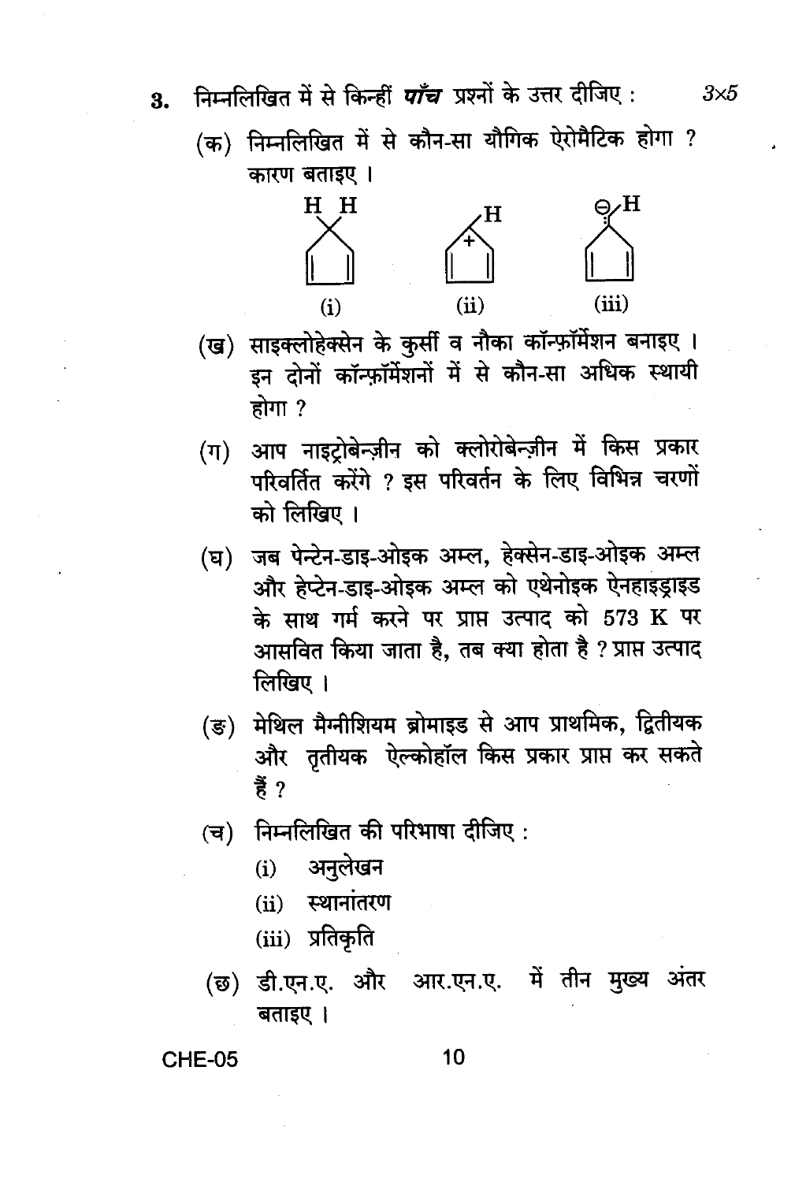3. निम्नलिखित में से किन्हीं ***पाँच*** प्रश्नों के उत्तर दीजिए : $3 \times 5$

(क) निम्नलिखित में से कौन-सा यौगिक ऐरोमैटिक होगा ? कारण बताइए ।

(i) (ii) (iii)

(ख) साइक्लोहेक्सेन के कुर्सी व नौका कॉन्फ़ॉर्मेशन बनाइए । इन दोनों कॉन्फ़ॉर्मेशनों में से कौन-सा अधिक स्थायी होगा ?

(ग) आप नाइट्रोबेन्ज़ीन को क्लोरोबेन्ज़ीन में किस प्रकार परिवर्तित करेंगे ? इस परिवर्तन के लिए विभिन्न चरणों को लिखिए ।

(घ) जब पेन्टेन-डाइ-ओइक अम्ल, हेक्सेन-डाइ-ओइक अम्ल और हेप्टेन-डाइ-ओइक अम्ल को एथेनोइक ऐनहाइड्राइड के साथ गर्म करने पर प्राप्त उत्पाद को 573 K पर आसवित किया जाता है, तब क्या होता है ? प्राप्त उत्पाद लिखिए ।

(ङ) मेथिल मैग्नीशियम ब्रोमाइड से आप प्राथमिक, द्वितीयक और तृतीयक ऐल्कोहॉल किस प्रकार प्राप्त कर सकते हैं ?

(च) निम्नलिखित की परिभाषा दीजिए :

(i) अनुलेखन

(ii) स्थानांतरण

(iii) प्रतिकृति

(छ) डी.एन.ए. और आर.एन.ए. में तीन मुख्य अंतर बताइए ।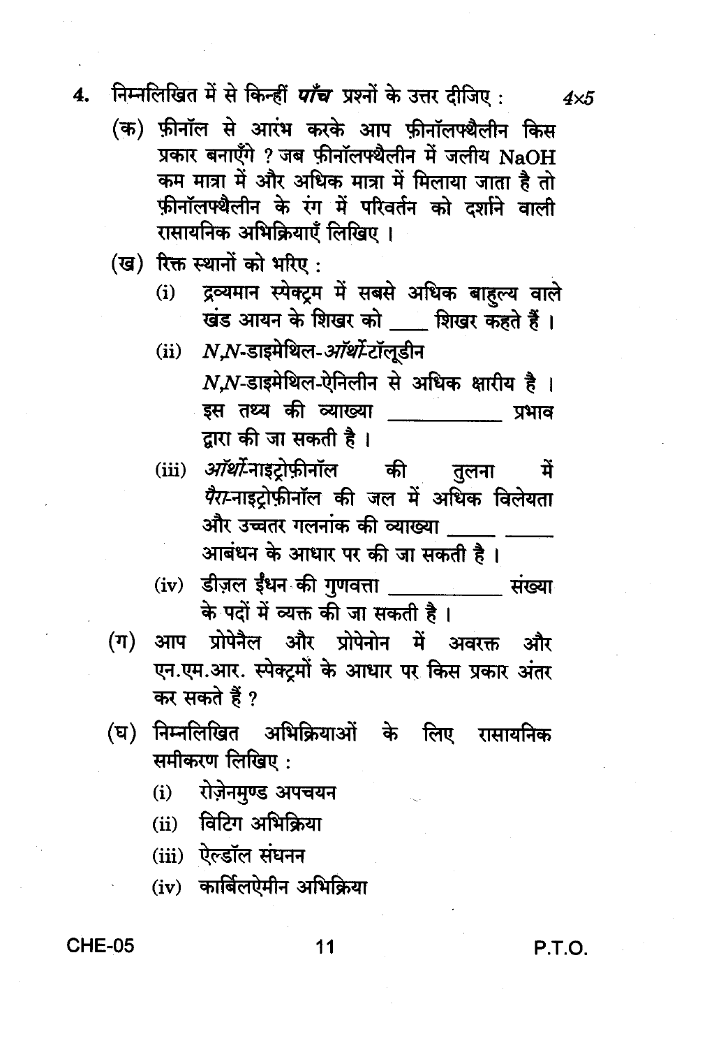4. निम्नलिखित में से किन्हीं ***पाँच*** प्रश्नों के उत्तर दीजिए : *4×5*

(क) फ़ीनॉल से आरंभ करके आप फ़ीनॉलफ्थैलीन किस प्रकार बनाएँगे ? जब फ़ीनॉलफ्थैलीन में जलीय NaOH कम मात्रा में और अधिक मात्रा में मिलाया जाता है तो फ़ीनॉलफ्थैलीन के रंग में परिवर्तन को दर्शाने वाली रासायनिक अभिक्रियाएँ लिखिए ।

(ख) रिक्त स्थानों को भरिए :

(i) द्रव्यमान स्पेक्ट्रम में सबसे अधिक बाहुल्य वाले खंड आयन के शिखर को ____ शिखर कहते हैं ।

(ii) *N,N*-डाइमेथिल-*ऑर्थो*-टॉलूडीन *N,N*-डाइमेथिल-ऐनिलीन से अधिक क्षारीय है । इस तथ्य की व्याख्या __________ प्रभाव द्वारा की जा सकती है ।

(iii) *ऑर्थो*-नाइट्रोफ़ीनॉल की तुलना में *पैरा*-नाइट्रोफ़ीनॉल की जल में अधिक विलेयता और उच्चतर गलनांक की व्याख्या _____ _____ आबंधन के आधार पर की जा सकती है ।

(iv) डीज़ल ईंधन की गुणवत्ता __________ संख्या के पदों में व्यक्त की जा सकती है ।

(ग) आप प्रोपेनैल और प्रोपेनोन में अवरक्त और एन.एम.आर. स्पेक्ट्रमों के आधार पर किस प्रकार अंतर कर सकते हैं ?

(घ) निम्नलिखित अभिक्रियाओं के लिए रासायनिक समीकरण लिखिए :

(i) रोज़ेनमुण्ड अपचयन

(ii) विटिग अभिक्रिया

(iii) ऐल्डॉल संघनन

(iv) कार्बिलऐमीन अभिक्रिया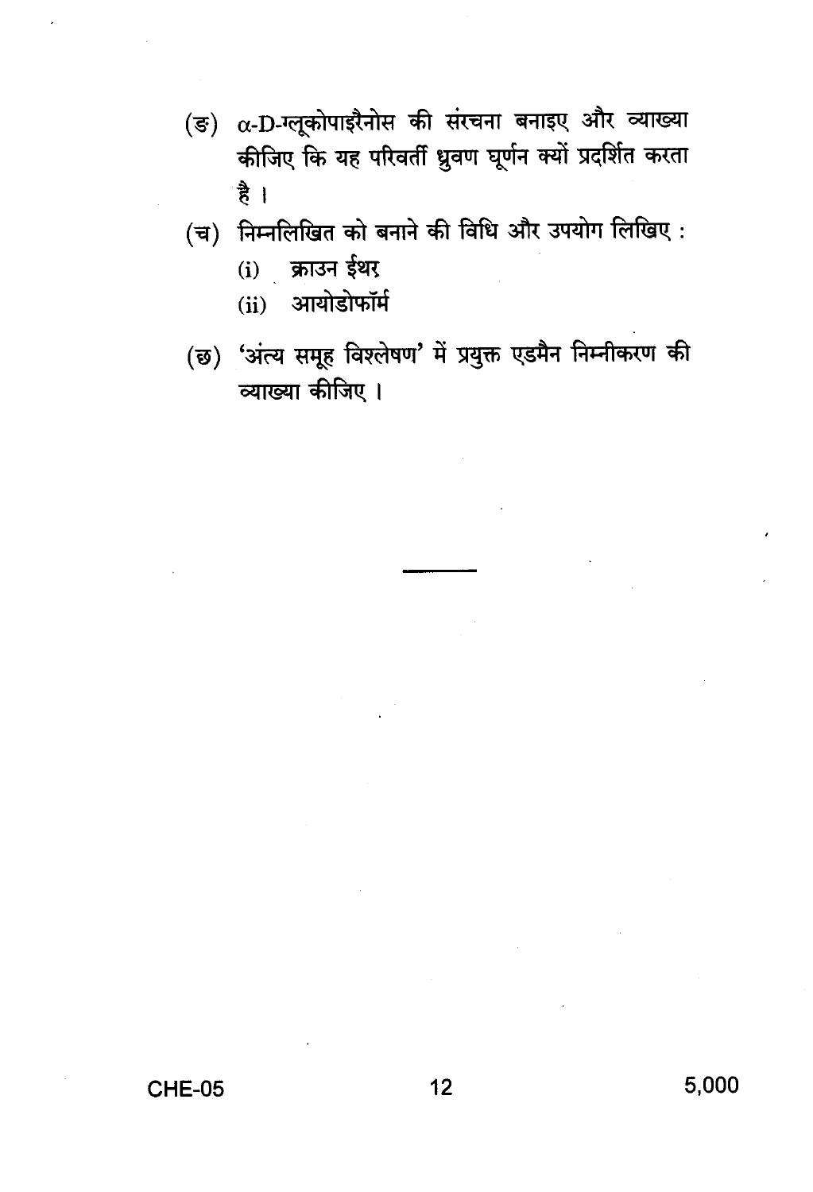(ङ) $\alpha$-D-ग्लूकोपाइरैनोस की संरचना बनाइए और व्याख्या कीजिए कि यह परिवर्ती ध्रुवण घूर्णन क्यों प्रदर्शित करता है ।

(च) निम्नलिखित को बनाने की विधि और उपयोग लिखिए :

(i) क्राउन ईथर

(ii) आयोडोफॉर्म

(छ) 'अंत्य समूह विश्लेषण' में प्रयुक्त एडमैन निम्नीकरण की व्याख्या कीजिए ।

---

CHE-05 5,000